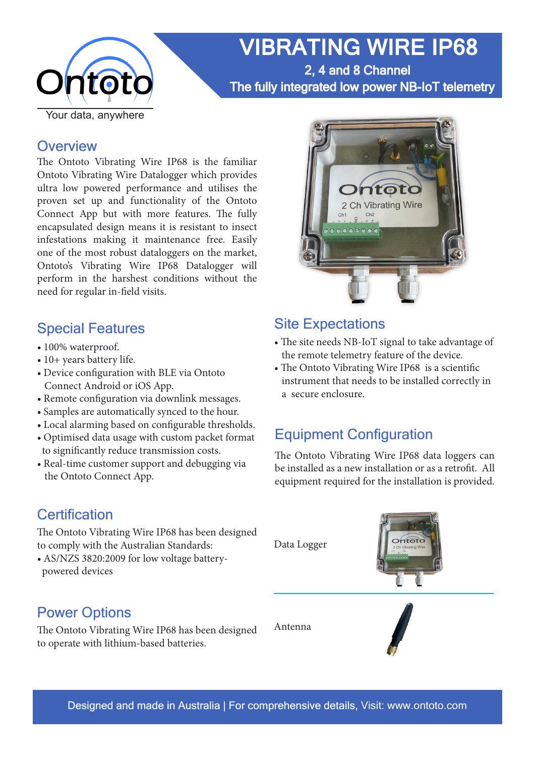Ontoto

Your data, anywhere

# VIBRATING WIRE IP68

2, 4 and 8 Channel

The fully integrated low power NB-IoT telemetry

## Overview

The Ontoto Vibrating Wire IP68 is the familiar Ontoto Vibrating Wire Datalogger which provides ultra low powered performance and utilises the proven set up and functionality of the Ontoto Connect App but with more features. The fully encapsulated design means it is resistant to insect infestations making it maintenance free. Easily one of the most robust dataloggers on the market, Ontoto's Vibrating Wire IP68 Datalogger will perform in the harshest conditions without the need for regular in-field visits.

## Special Features

- 100% waterproof.
- 10+ years battery life.
- Device configuration with BLE via Ontoto Connect Android or iOS App.
- Remote configuration via downlink messages.
- Samples are automatically synced to the hour.
- Local alarming based on configurable thresholds.
- Optimised data usage with custom packet format to significantly reduce transmission costs.
- Real-time customer support and debugging via the Ontoto Connect App.

## Certification

The Ontoto Vibrating Wire IP68 has been designed to comply with the Australian Standards:

- AS/NZS 3820:2009 for low voltage battery-powered devices

## Power Options

The Ontoto Vibrating Wire IP68 has been designed to operate with lithium-based batteries.

## Site Expectations

- The site needs NB-IoT signal to take advantage of the remote telemetry feature of the device.
- The Ontoto Vibrating Wire IP68 is a scientific instrument that needs to be installed correctly in a secure enclosure.

## Equipment Configuration

The Ontoto Vibrating Wire IP68 data loggers can be installed as a new installation or as a retrofit. All equipment required for the installation is provided.

Data Logger

Antenna

Designed and made in Australia | For comprehensive details, Visit: www.ontoto.com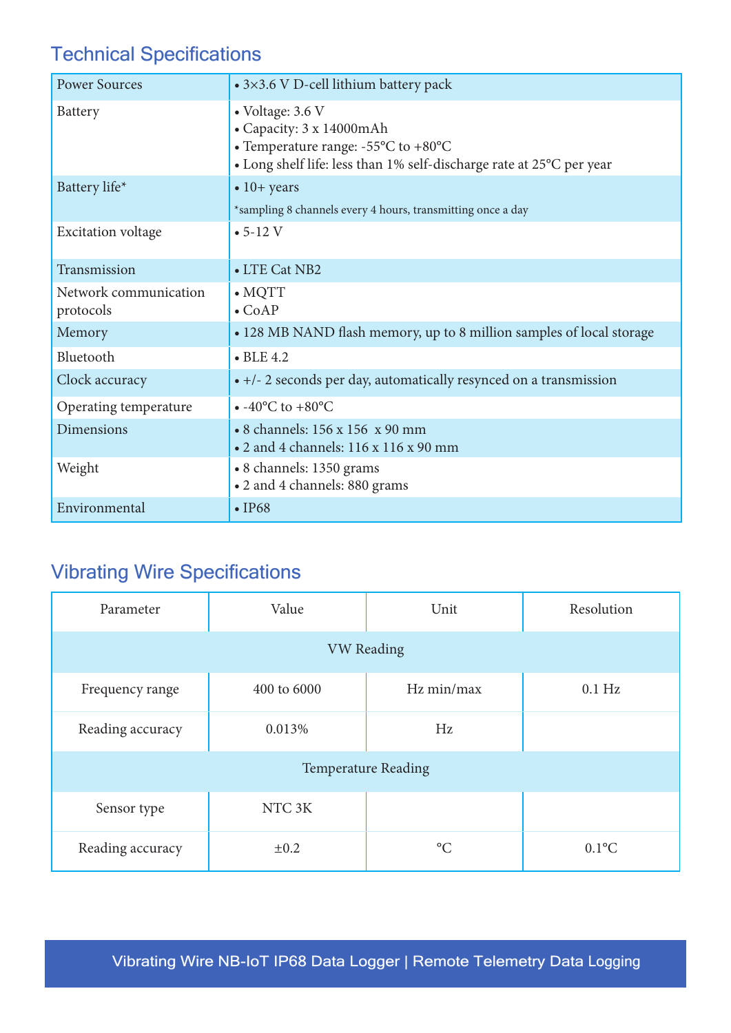## Technical Specifications

| | |
|---|---|
| Power Sources | • 3×3.6 V D-cell lithium battery pack |
| Battery | • Voltage: 3.6 V<br>• Capacity: 3 x 14000mAh<br>• Temperature range: -55°C to +80°C<br>• Long shelf life: less than 1% self-discharge rate at 25°C per year |
| Battery life* | • 10+ years<br>*sampling 8 channels every 4 hours, transmitting once a day |
| Excitation voltage | • 5-12 V |
| Transmission | • LTE Cat NB2 |
| Network communication protocols | • MQTT<br>• CoAP |
| Memory | • 128 MB NAND flash memory, up to 8 million samples of local storage |
| Bluetooth | • BLE 4.2 |
| Clock accuracy | • +/- 2 seconds per day, automatically resynced on a transmission |
| Operating temperature | • -40°C to +80°C |
| Dimensions | • 8 channels: 156 x 156 x 90 mm<br>• 2 and 4 channels: 116 x 116 x 90 mm |
| Weight | • 8 channels: 1350 grams<br>• 2 and 4 channels: 880 grams |
| Environmental | • IP68 |

## Vibrating Wire Specifications

| Parameter | Value | Unit | Resolution |
|---|---|---|---|
| VW Reading | | | |
| Frequency range | 400 to 6000 | Hz min/max | 0.1 Hz |
| Reading accuracy | 0.013% | Hz | |
| Temperature Reading | | | |
| Sensor type | NTC 3K | | |
| Reading accuracy | ±0.2 | °C | 0.1°C |

Vibrating Wire NB-IoT IP68 Data Logger | Remote Telemetry Data Logging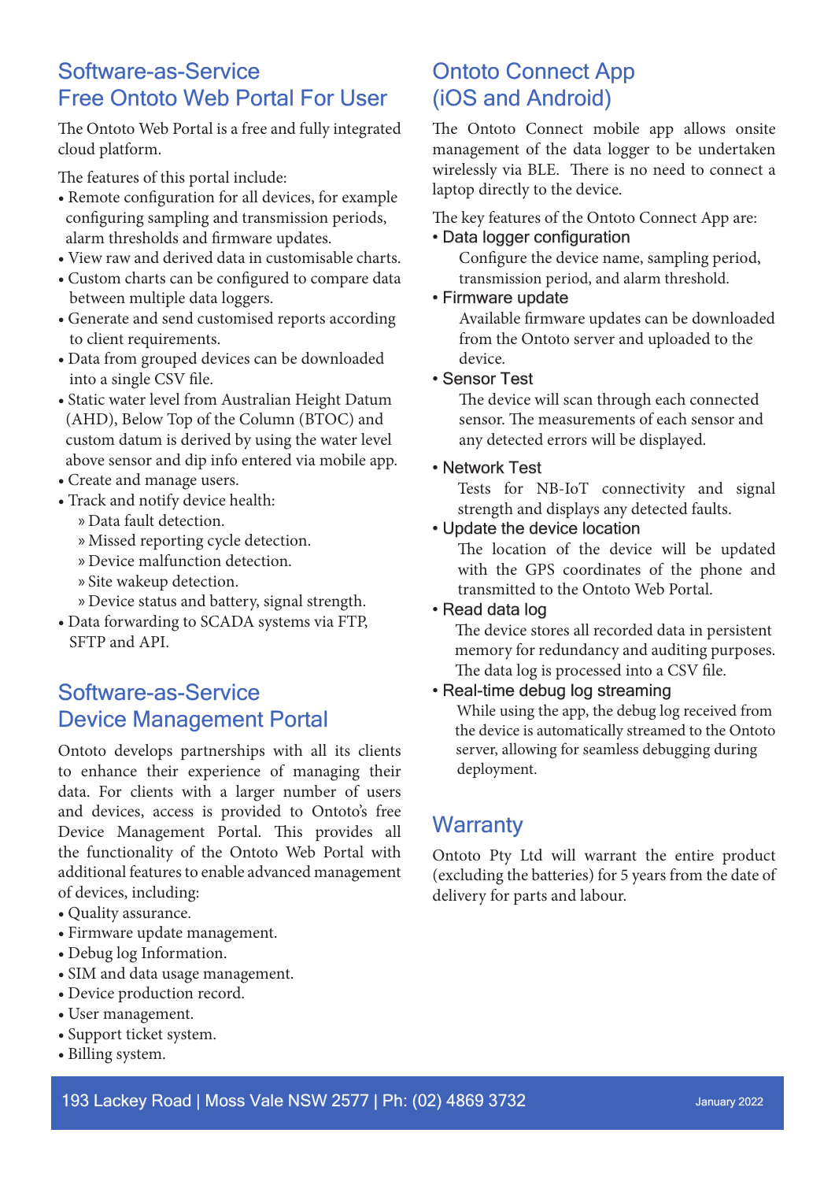## Software-as-Service
## Free Ontoto Web Portal For User

The Ontoto Web Portal is a free and fully integrated cloud platform.

The features of this portal include:

- Remote configuration for all devices, for example configuring sampling and transmission periods, alarm thresholds and firmware updates.
- View raw and derived data in customisable charts.
- Custom charts can be configured to compare data between multiple data loggers.
- Generate and send customised reports according to client requirements.
- Data from grouped devices can be downloaded into a single CSV file.
- Static water level from Australian Height Datum (AHD), Below Top of the Column (BTOC) and custom datum is derived by using the water level above sensor and dip info entered via mobile app.
- Create and manage users.
- Track and notify device health:
    - Data fault detection.
    - Missed reporting cycle detection.
    - Device malfunction detection.
    - Site wakeup detection.
    - Device status and battery, signal strength.
- Data forwarding to SCADA systems via FTP, SFTP and API.

## Software-as-Service
## Device Management Portal

Ontoto develops partnerships with all its clients to enhance their experience of managing their data. For clients with a larger number of users and devices, access is provided to Ontoto's free Device Management Portal. This provides all the functionality of the Ontoto Web Portal with additional features to enable advanced management of devices, including:

- Quality assurance.
- Firmware update management.
- Debug log Information.
- SIM and data usage management.
- Device production record.
- User management.
- Support ticket system.
- Billing system.

## Ontoto Connect App
## (iOS and Android)

The Ontoto Connect mobile app allows onsite management of the data logger to be undertaken wirelessly via BLE. There is no need to connect a laptop directly to the device.

The key features of the Ontoto Connect App are:

- **Data logger configuration**

  Configure the device name, sampling period, transmission period, and alarm threshold.
- **Firmware update**

  Available firmware updates can be downloaded from the Ontoto server and uploaded to the device.
- **Sensor Test**

  The device will scan through each connected sensor. The measurements of each sensor and any detected errors will be displayed.
- **Network Test**

  Tests for NB-IoT connectivity and signal strength and displays any detected faults.
- **Update the device location**

  The location of the device will be updated with the GPS coordinates of the phone and transmitted to the Ontoto Web Portal.
- **Read data log**

  The device stores all recorded data in persistent memory for redundancy and auditing purposes. The data log is processed into a CSV file.
- **Real-time debug log streaming**

  While using the app, the debug log received from the device is automatically streamed to the Ontoto server, allowing for seamless debugging during deployment.

## Warranty

Ontoto Pty Ltd will warrant the entire product (excluding the batteries) for 5 years from the date of delivery for parts and labour.

193 Lackey Road | Moss Vale NSW 2577 | Ph: (02) 4869 3732

January 2022